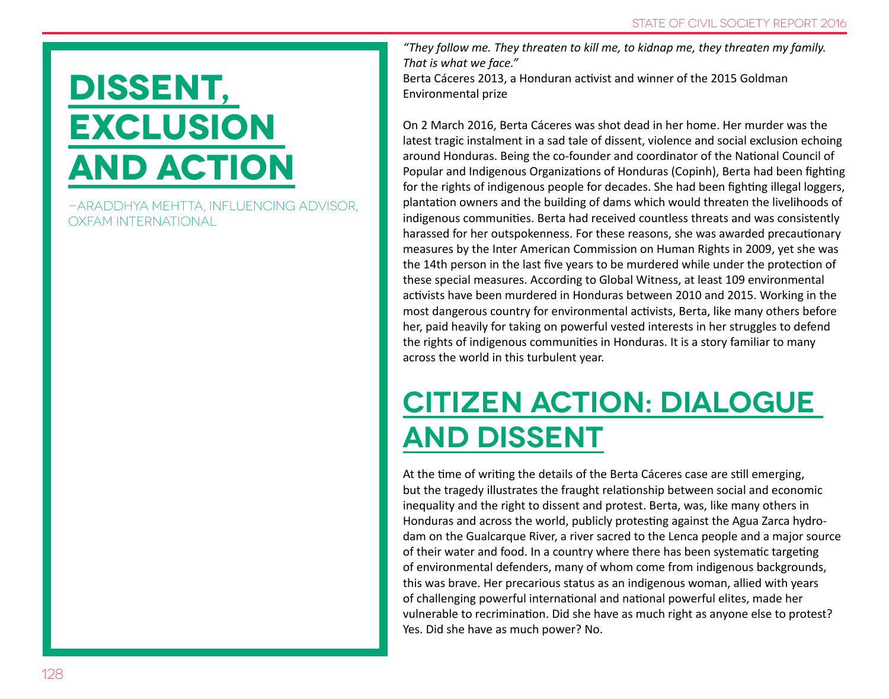# DISSENT, EXCLUSION AND ACTION

–ARADDHYA MEHTTA, INFLUENCING ADVISOR, OXFAM INTERNATIONAL

*"They follow me. They threaten to kill me, to kidnap me, they threaten my family. That is what we face."*
Berta Cáceres 2013, a Honduran activist and winner of the 2015 Goldman Environmental prize

On 2 March 2016, Berta Cáceres was shot dead in her home. Her murder was the latest tragic instalment in a sad tale of dissent, violence and social exclusion echoing around Honduras. Being the co-founder and coordinator of the National Council of Popular and Indigenous Organizations of Honduras (Copinh), Berta had been fighting for the rights of indigenous people for decades. She had been fighting illegal loggers, plantation owners and the building of dams which would threaten the livelihoods of indigenous communities. Berta had received countless threats and was consistently harassed for her outspokenness. For these reasons, she was awarded precautionary measures by the Inter American Commission on Human Rights in 2009, yet she was the 14th person in the last five years to be murdered while under the protection of these special measures. According to Global Witness, at least 109 environmental activists have been murdered in Honduras between 2010 and 2015. Working in the most dangerous country for environmental activists, Berta, like many others before her, paid heavily for taking on powerful vested interests in her struggles to defend the rights of indigenous communities in Honduras. It is a story familiar to many across the world in this turbulent year.

## CITIZEN ACTION: DIALOGUE AND DISSENT

At the time of writing the details of the Berta Cáceres case are still emerging, but the tragedy illustrates the fraught relationship between social and economic inequality and the right to dissent and protest. Berta, was, like many others in Honduras and across the world, publicly protesting against the Agua Zarca hydro-dam on the Gualcarque River, a river sacred to the Lenca people and a major source of their water and food. In a country where there has been systematic targeting of environmental defenders, many of whom come from indigenous backgrounds, this was brave. Her precarious status as an indigenous woman, allied with years of challenging powerful international and national powerful elites, made her vulnerable to recrimination. Did she have as much right as anyone else to protest? Yes. Did she have as much power? No.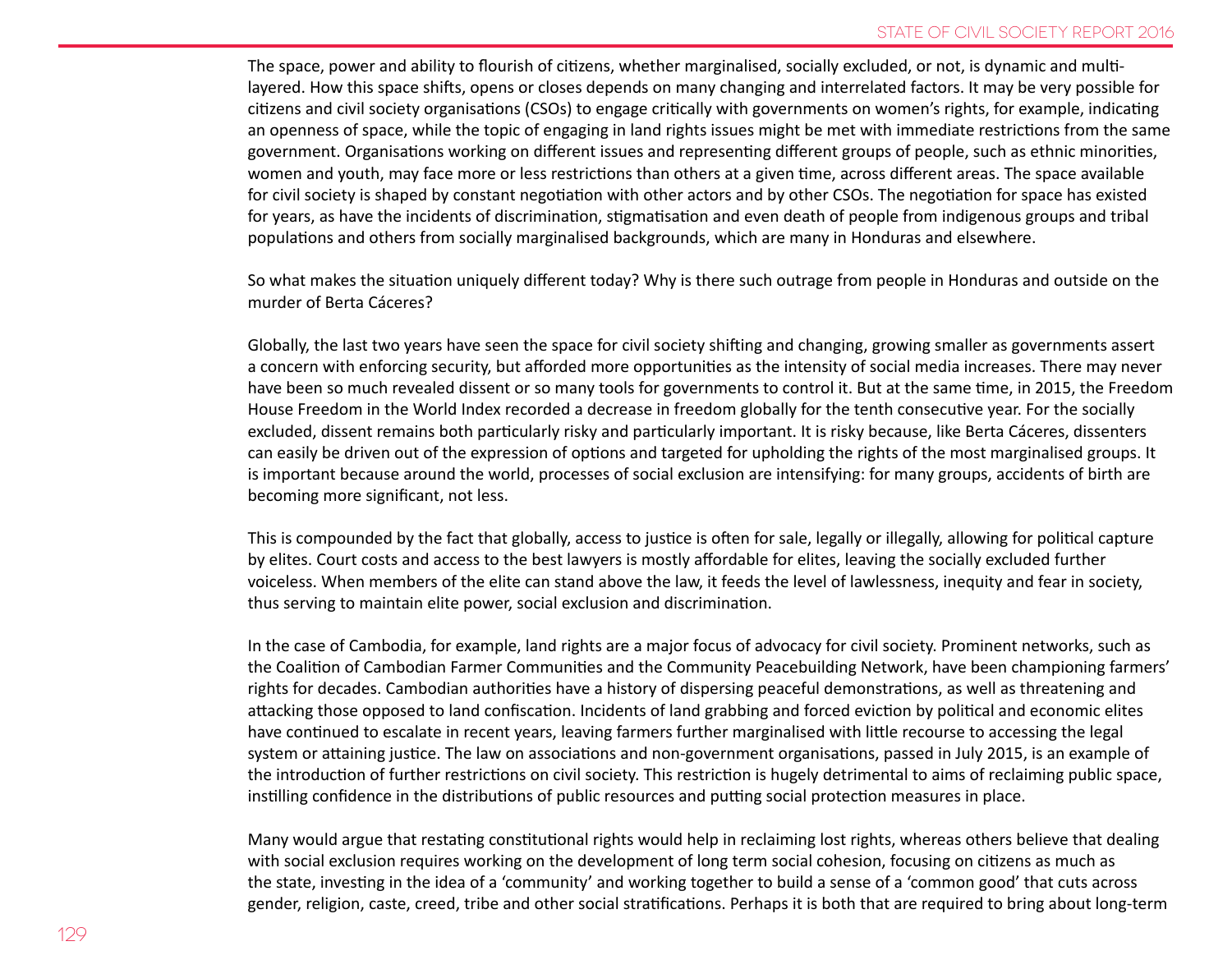The space, power and ability to flourish of citizens, whether marginalised, socially excluded, or not, is dynamic and multi-layered. How this space shifts, opens or closes depends on many changing and interrelated factors. It may be very possible for citizens and civil society organisations (CSOs) to engage critically with governments on women's rights, for example, indicating an openness of space, while the topic of engaging in land rights issues might be met with immediate restrictions from the same government. Organisations working on different issues and representing different groups of people, such as ethnic minorities, women and youth, may face more or less restrictions than others at a given time, across different areas. The space available for civil society is shaped by constant negotiation with other actors and by other CSOs. The negotiation for space has existed for years, as have the incidents of discrimination, stigmatisation and even death of people from indigenous groups and tribal populations and others from socially marginalised backgrounds, which are many in Honduras and elsewhere.

So what makes the situation uniquely different today? Why is there such outrage from people in Honduras and outside on the murder of Berta Cáceres?

Globally, the last two years have seen the space for civil society shifting and changing, growing smaller as governments assert a concern with enforcing security, but afforded more opportunities as the intensity of social media increases. There may never have been so much revealed dissent or so many tools for governments to control it. But at the same time, in 2015, the Freedom House Freedom in the World Index recorded a decrease in freedom globally for the tenth consecutive year. For the socially excluded, dissent remains both particularly risky and particularly important. It is risky because, like Berta Cáceres, dissenters can easily be driven out of the expression of options and targeted for upholding the rights of the most marginalised groups. It is important because around the world, processes of social exclusion are intensifying: for many groups, accidents of birth are becoming more significant, not less.

This is compounded by the fact that globally, access to justice is often for sale, legally or illegally, allowing for political capture by elites. Court costs and access to the best lawyers is mostly affordable for elites, leaving the socially excluded further voiceless. When members of the elite can stand above the law, it feeds the level of lawlessness, inequity and fear in society, thus serving to maintain elite power, social exclusion and discrimination.

In the case of Cambodia, for example, land rights are a major focus of advocacy for civil society. Prominent networks, such as the Coalition of Cambodian Farmer Communities and the Community Peacebuilding Network, have been championing farmers' rights for decades. Cambodian authorities have a history of dispersing peaceful demonstrations, as well as threatening and attacking those opposed to land confiscation. Incidents of land grabbing and forced eviction by political and economic elites have continued to escalate in recent years, leaving farmers further marginalised with little recourse to accessing the legal system or attaining justice. The law on associations and non-government organisations, passed in July 2015, is an example of the introduction of further restrictions on civil society. This restriction is hugely detrimental to aims of reclaiming public space, instilling confidence in the distributions of public resources and putting social protection measures in place.

Many would argue that restating constitutional rights would help in reclaiming lost rights, whereas others believe that dealing with social exclusion requires working on the development of long term social cohesion, focusing on citizens as much as the state, investing in the idea of a 'community' and working together to build a sense of a 'common good' that cuts across gender, religion, caste, creed, tribe and other social stratifications. Perhaps it is both that are required to bring about long-term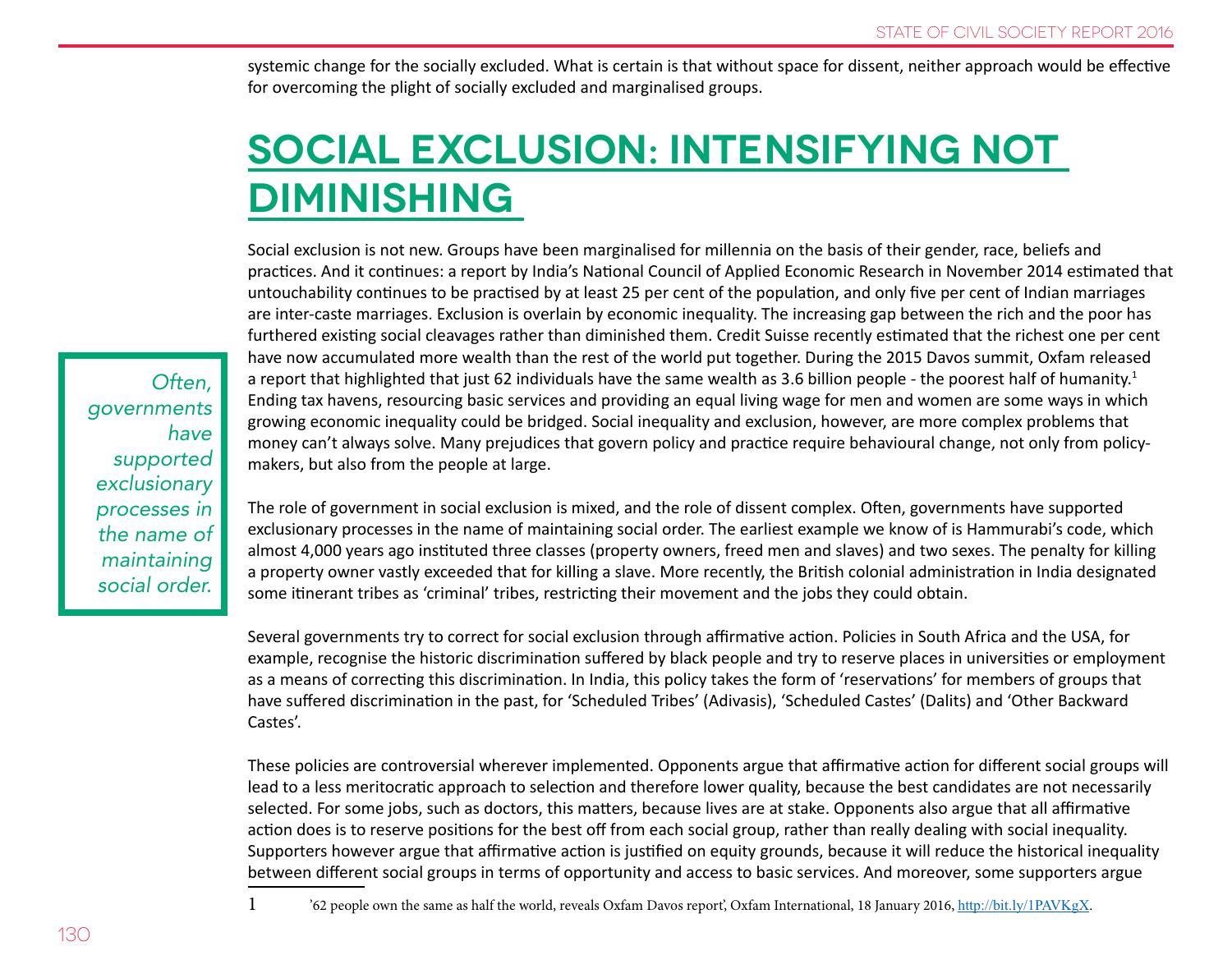systemic change for the socially excluded. What is certain is that without space for dissent, neither approach would be effective for overcoming the plight of socially excluded and marginalised groups.

## SOCIAL EXCLUSION: INTENSIFYING NOT DIMINISHING

Social exclusion is not new. Groups have been marginalised for millennia on the basis of their gender, race, beliefs and practices. And it continues: a report by India's National Council of Applied Economic Research in November 2014 estimated that untouchability continues to be practised by at least 25 per cent of the population, and only five per cent of Indian marriages are inter-caste marriages. Exclusion is overlain by economic inequality. The increasing gap between the rich and the poor has furthered existing social cleavages rather than diminished them. Credit Suisse recently estimated that the richest one per cent have now accumulated more wealth than the rest of the world put together. During the 2015 Davos summit, Oxfam released a report that highlighted that just 62 individuals have the same wealth as 3.6 billion people - the poorest half of humanity.[1] Ending tax havens, resourcing basic services and providing an equal living wage for men and women are some ways in which growing economic inequality could be bridged. Social inequality and exclusion, however, are more complex problems that money can't always solve. Many prejudices that govern policy and practice require behavioural change, not only from policy-makers, but also from the people at large.

> *Often, governments have supported exclusionary processes in the name of maintaining social order.*

The role of government in social exclusion is mixed, and the role of dissent complex. Often, governments have supported exclusionary processes in the name of maintaining social order. The earliest example we know of is Hammurabi's code, which almost 4,000 years ago instituted three classes (property owners, freed men and slaves) and two sexes. The penalty for killing a property owner vastly exceeded that for killing a slave. More recently, the British colonial administration in India designated some itinerant tribes as 'criminal' tribes, restricting their movement and the jobs they could obtain.

Several governments try to correct for social exclusion through affirmative action. Policies in South Africa and the USA, for example, recognise the historic discrimination suffered by black people and try to reserve places in universities or employment as a means of correcting this discrimination. In India, this policy takes the form of 'reservations' for members of groups that have suffered discrimination in the past, for 'Scheduled Tribes' (Adivasis), 'Scheduled Castes' (Dalits) and 'Other Backward Castes'.

These policies are controversial wherever implemented. Opponents argue that affirmative action for different social groups will lead to a less meritocratic approach to selection and therefore lower quality, because the best candidates are not necessarily selected. For some jobs, such as doctors, this matters, because lives are at stake. Opponents also argue that all affirmative action does is to reserve positions for the best off from each social group, rather than really dealing with social inequality. Supporters however argue that affirmative action is justified on equity grounds, because it will reduce the historical inequality between different social groups in terms of opportunity and access to basic services. And moreover, some supporters argue

1 '62 people own the same as half the world, reveals Oxfam Davos report', Oxfam International, 18 January 2016, http://bit.ly/1PAVKgX.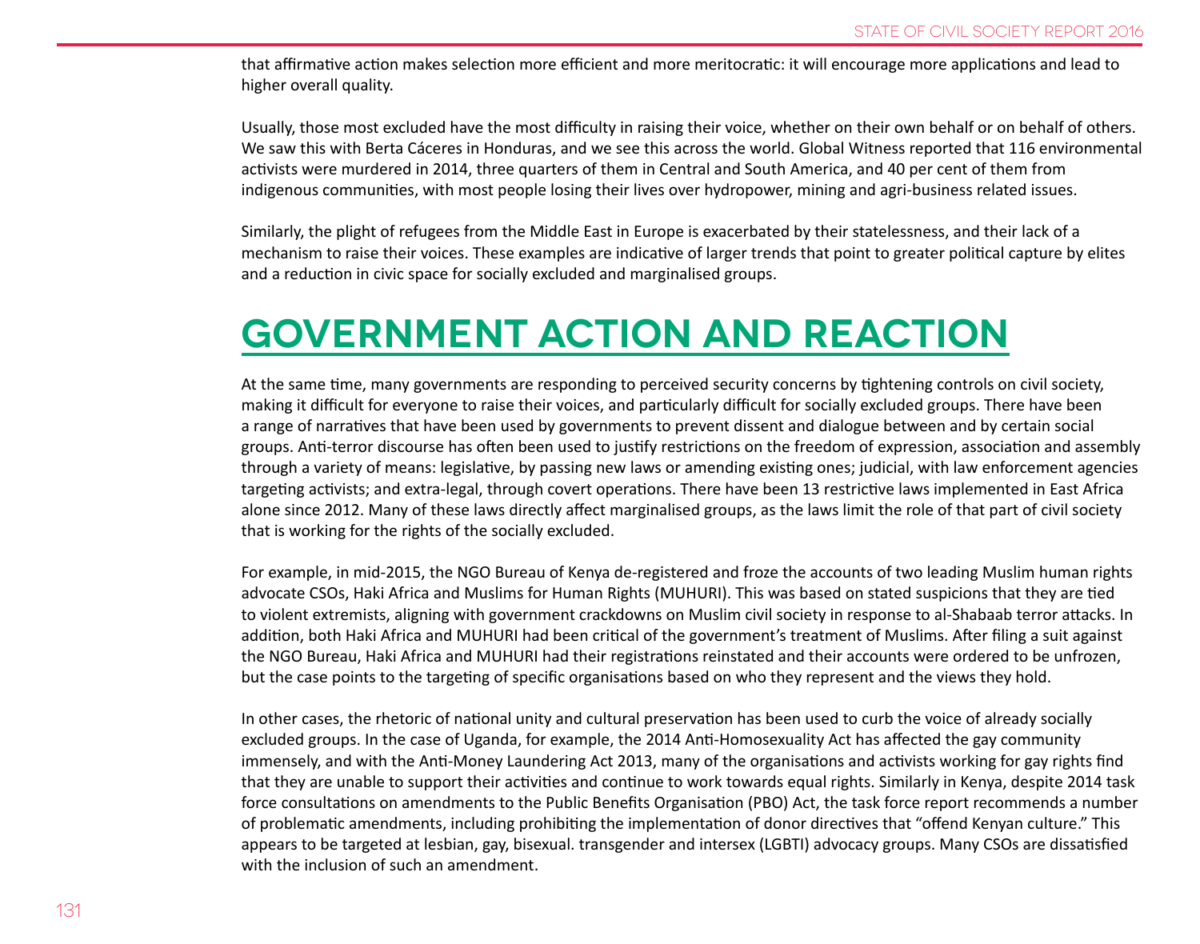that affirmative action makes selection more efficient and more meritocratic: it will encourage more applications and lead to higher overall quality.

Usually, those most excluded have the most difficulty in raising their voice, whether on their own behalf or on behalf of others. We saw this with Berta Cáceres in Honduras, and we see this across the world. Global Witness reported that 116 environmental activists were murdered in 2014, three quarters of them in Central and South America, and 40 per cent of them from indigenous communities, with most people losing their lives over hydropower, mining and agri-business related issues.

Similarly, the plight of refugees from the Middle East in Europe is exacerbated by their statelessness, and their lack of a mechanism to raise their voices. These examples are indicative of larger trends that point to greater political capture by elites and a reduction in civic space for socially excluded and marginalised groups.

# GOVERNMENT ACTION AND REACTION

At the same time, many governments are responding to perceived security concerns by tightening controls on civil society, making it difficult for everyone to raise their voices, and particularly difficult for socially excluded groups. There have been a range of narratives that have been used by governments to prevent dissent and dialogue between and by certain social groups. Anti-terror discourse has often been used to justify restrictions on the freedom of expression, association and assembly through a variety of means: legislative, by passing new laws or amending existing ones; judicial, with law enforcement agencies targeting activists; and extra-legal, through covert operations. There have been 13 restrictive laws implemented in East Africa alone since 2012. Many of these laws directly affect marginalised groups, as the laws limit the role of that part of civil society that is working for the rights of the socially excluded.

For example, in mid-2015, the NGO Bureau of Kenya de-registered and froze the accounts of two leading Muslim human rights advocate CSOs, Haki Africa and Muslims for Human Rights (MUHURI). This was based on stated suspicions that they are tied to violent extremists, aligning with government crackdowns on Muslim civil society in response to al-Shabaab terror attacks. In addition, both Haki Africa and MUHURI had been critical of the government's treatment of Muslims. After filing a suit against the NGO Bureau, Haki Africa and MUHURI had their registrations reinstated and their accounts were ordered to be unfrozen, but the case points to the targeting of specific organisations based on who they represent and the views they hold.

In other cases, the rhetoric of national unity and cultural preservation has been used to curb the voice of already socially excluded groups. In the case of Uganda, for example, the 2014 Anti-Homosexuality Act has affected the gay community immensely, and with the Anti-Money Laundering Act 2013, many of the organisations and activists working for gay rights find that they are unable to support their activities and continue to work towards equal rights. Similarly in Kenya, despite 2014 task force consultations on amendments to the Public Benefits Organisation (PBO) Act, the task force report recommends a number of problematic amendments, including prohibiting the implementation of donor directives that "offend Kenyan culture." This appears to be targeted at lesbian, gay, bisexual. transgender and intersex (LGBTI) advocacy groups. Many CSOs are dissatisfied with the inclusion of such an amendment.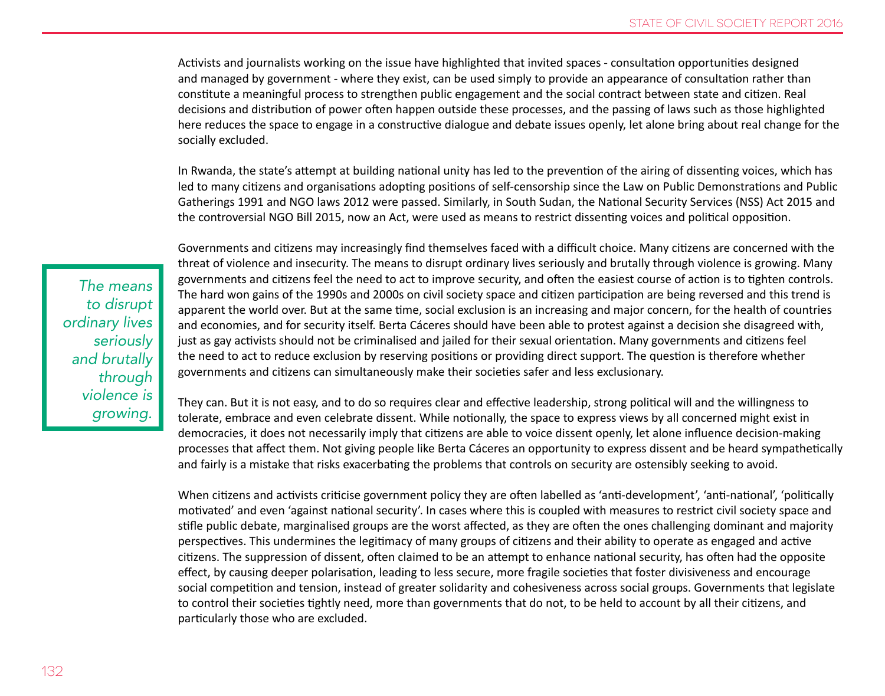Activists and journalists working on the issue have highlighted that invited spaces - consultation opportunities designed and managed by government - where they exist, can be used simply to provide an appearance of consultation rather than constitute a meaningful process to strengthen public engagement and the social contract between state and citizen. Real decisions and distribution of power often happen outside these processes, and the passing of laws such as those highlighted here reduces the space to engage in a constructive dialogue and debate issues openly, let alone bring about real change for the socially excluded.

In Rwanda, the state's attempt at building national unity has led to the prevention of the airing of dissenting voices, which has led to many citizens and organisations adopting positions of self-censorship since the Law on Public Demonstrations and Public Gatherings 1991 and NGO laws 2012 were passed. Similarly, in South Sudan, the National Security Services (NSS) Act 2015 and the controversial NGO Bill 2015, now an Act, were used as means to restrict dissenting voices and political opposition.

*The means to disrupt ordinary lives seriously and brutally through violence is growing.*

Governments and citizens may increasingly find themselves faced with a difficult choice. Many citizens are concerned with the threat of violence and insecurity. The means to disrupt ordinary lives seriously and brutally through violence is growing. Many governments and citizens feel the need to act to improve security, and often the easiest course of action is to tighten controls. The hard won gains of the 1990s and 2000s on civil society space and citizen participation are being reversed and this trend is apparent the world over. But at the same time, social exclusion is an increasing and major concern, for the health of countries and economies, and for security itself. Berta Cáceres should have been able to protest against a decision she disagreed with, just as gay activists should not be criminalised and jailed for their sexual orientation. Many governments and citizens feel the need to act to reduce exclusion by reserving positions or providing direct support. The question is therefore whether governments and citizens can simultaneously make their societies safer and less exclusionary.

They can. But it is not easy, and to do so requires clear and effective leadership, strong political will and the willingness to tolerate, embrace and even celebrate dissent. While notionally, the space to express views by all concerned might exist in democracies, it does not necessarily imply that citizens are able to voice dissent openly, let alone influence decision-making processes that affect them. Not giving people like Berta Cáceres an opportunity to express dissent and be heard sympathetically and fairly is a mistake that risks exacerbating the problems that controls on security are ostensibly seeking to avoid.

When citizens and activists criticise government policy they are often labelled as 'anti-development', 'anti-national', 'politically motivated' and even 'against national security'. In cases where this is coupled with measures to restrict civil society space and stifle public debate, marginalised groups are the worst affected, as they are often the ones challenging dominant and majority perspectives. This undermines the legitimacy of many groups of citizens and their ability to operate as engaged and active citizens. The suppression of dissent, often claimed to be an attempt to enhance national security, has often had the opposite effect, by causing deeper polarisation, leading to less secure, more fragile societies that foster divisiveness and encourage social competition and tension, instead of greater solidarity and cohesiveness across social groups. Governments that legislate to control their societies tightly need, more than governments that do not, to be held to account by all their citizens, and particularly those who are excluded.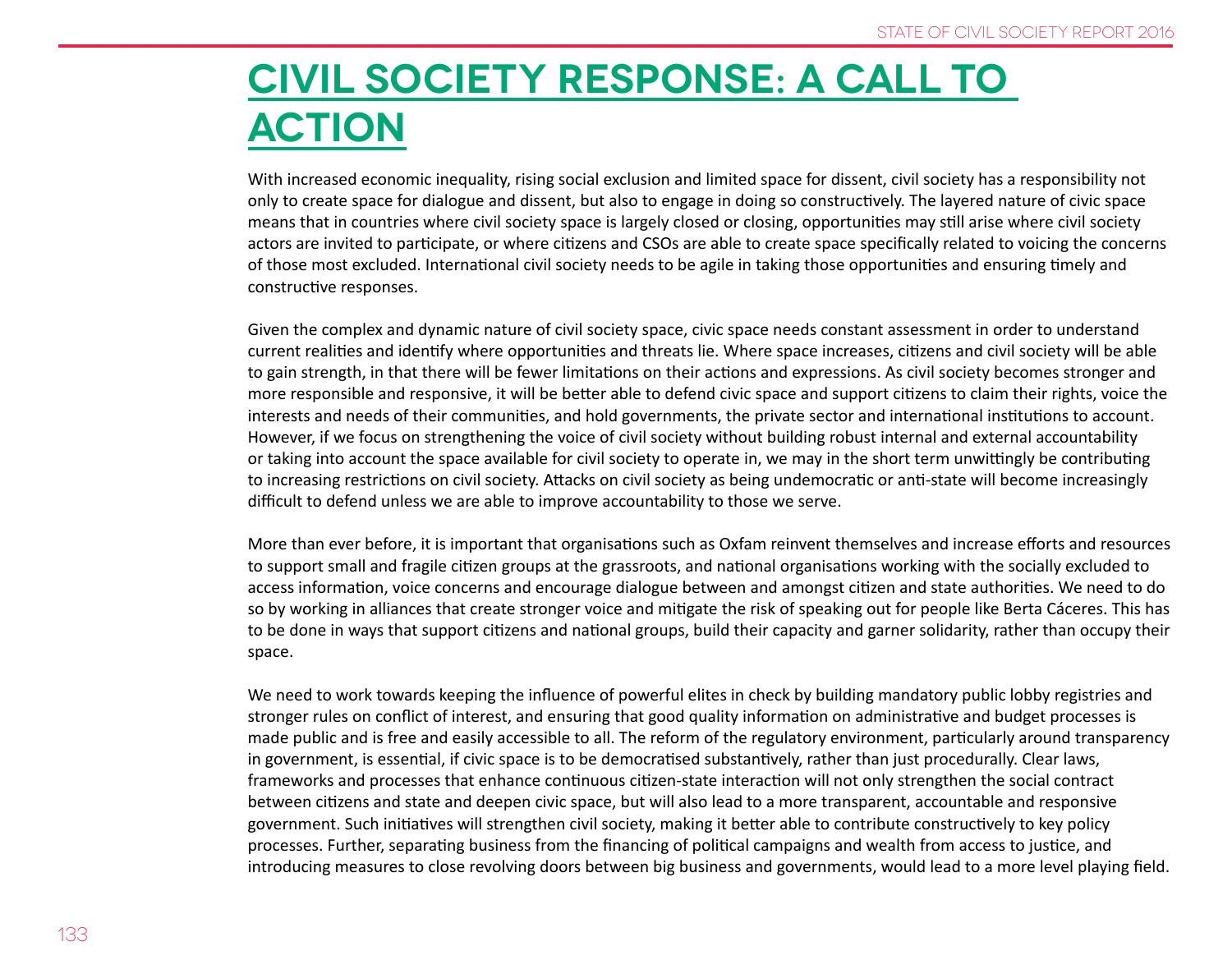# CIVIL SOCIETY RESPONSE: A CALL TO ACTION

With increased economic inequality, rising social exclusion and limited space for dissent, civil society has a responsibility not only to create space for dialogue and dissent, but also to engage in doing so constructively. The layered nature of civic space means that in countries where civil society space is largely closed or closing, opportunities may still arise where civil society actors are invited to participate, or where citizens and CSOs are able to create space specifically related to voicing the concerns of those most excluded. International civil society needs to be agile in taking those opportunities and ensuring timely and constructive responses.

Given the complex and dynamic nature of civil society space, civic space needs constant assessment in order to understand current realities and identify where opportunities and threats lie. Where space increases, citizens and civil society will be able to gain strength, in that there will be fewer limitations on their actions and expressions. As civil society becomes stronger and more responsible and responsive, it will be better able to defend civic space and support citizens to claim their rights, voice the interests and needs of their communities, and hold governments, the private sector and international institutions to account. However, if we focus on strengthening the voice of civil society without building robust internal and external accountability or taking into account the space available for civil society to operate in, we may in the short term unwittingly be contributing to increasing restrictions on civil society. Attacks on civil society as being undemocratic or anti-state will become increasingly difficult to defend unless we are able to improve accountability to those we serve.

More than ever before, it is important that organisations such as Oxfam reinvent themselves and increase efforts and resources to support small and fragile citizen groups at the grassroots, and national organisations working with the socially excluded to access information, voice concerns and encourage dialogue between and amongst citizen and state authorities. We need to do so by working in alliances that create stronger voice and mitigate the risk of speaking out for people like Berta Cáceres. This has to be done in ways that support citizens and national groups, build their capacity and garner solidarity, rather than occupy their space.

We need to work towards keeping the influence of powerful elites in check by building mandatory public lobby registries and stronger rules on conflict of interest, and ensuring that good quality information on administrative and budget processes is made public and is free and easily accessible to all. The reform of the regulatory environment, particularly around transparency in government, is essential, if civic space is to be democratised substantively, rather than just procedurally. Clear laws, frameworks and processes that enhance continuous citizen-state interaction will not only strengthen the social contract between citizens and state and deepen civic space, but will also lead to a more transparent, accountable and responsive government. Such initiatives will strengthen civil society, making it better able to contribute constructively to key policy processes. Further, separating business from the financing of political campaigns and wealth from access to justice, and introducing measures to close revolving doors between big business and governments, would lead to a more level playing field.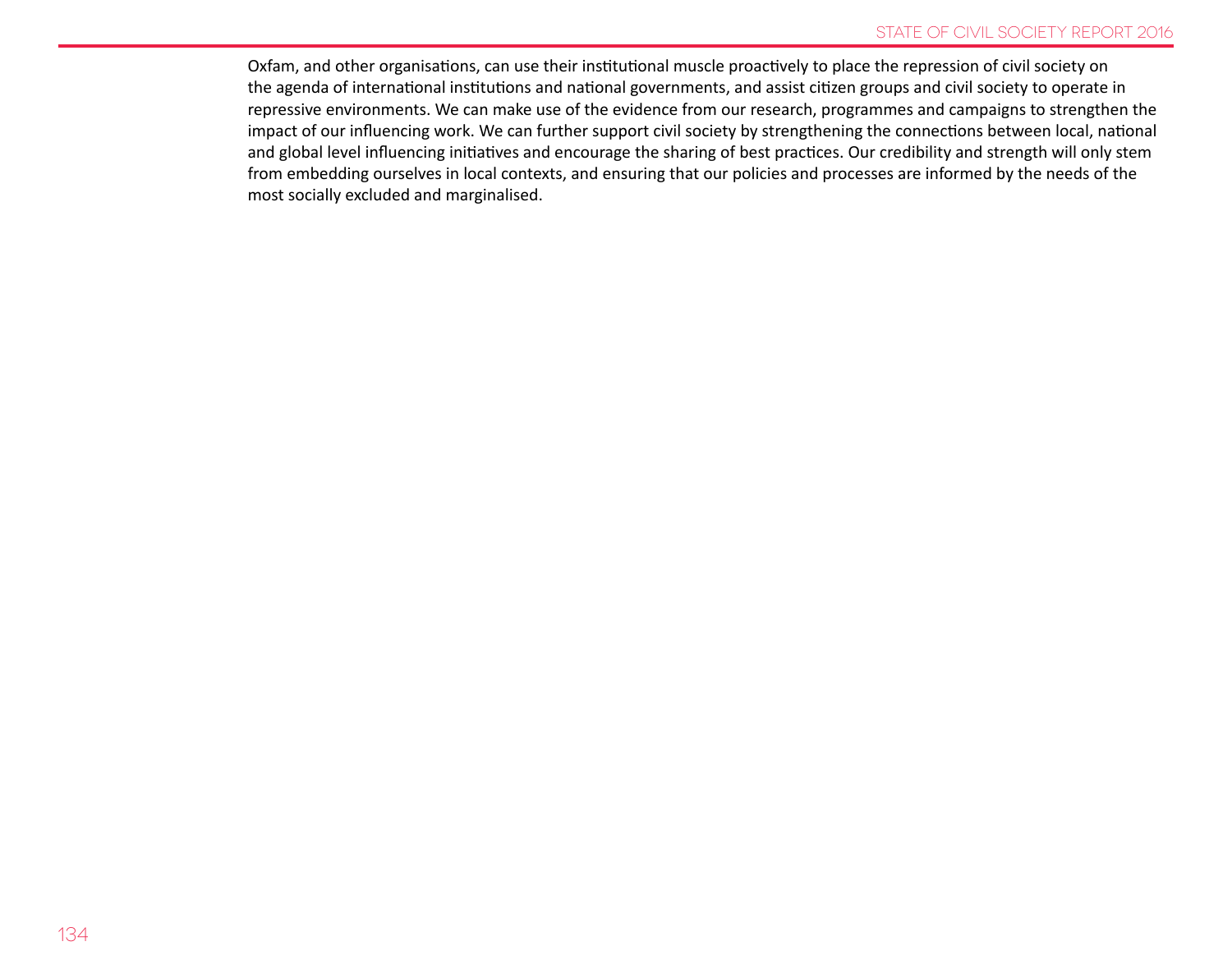Oxfam, and other organisations, can use their institutional muscle proactively to place the repression of civil society on the agenda of international institutions and national governments, and assist citizen groups and civil society to operate in repressive environments. We can make use of the evidence from our research, programmes and campaigns to strengthen the impact of our influencing work. We can further support civil society by strengthening the connections between local, national and global level influencing initiatives and encourage the sharing of best practices. Our credibility and strength will only stem from embedding ourselves in local contexts, and ensuring that our policies and processes are informed by the needs of the most socially excluded and marginalised.